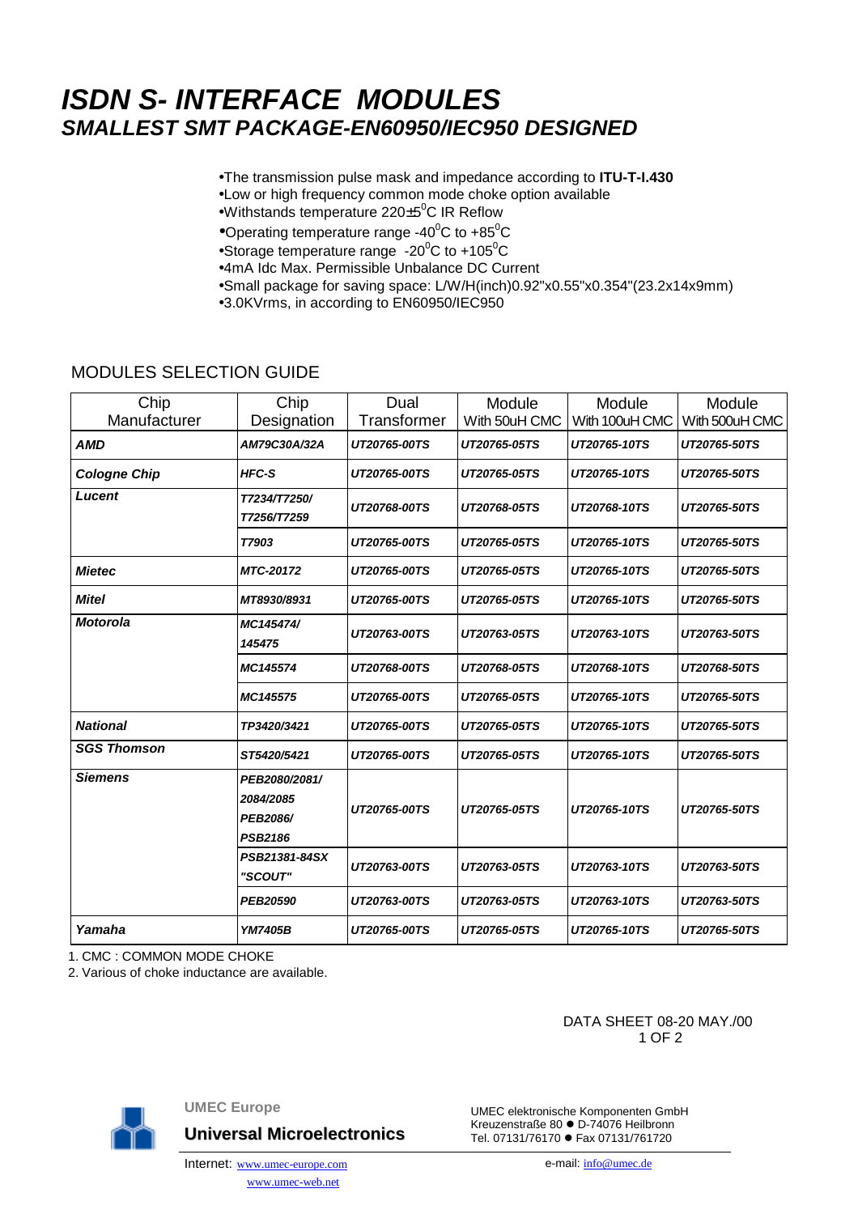# *ISDN S- INTERFACE MODULES*

## *SMALLEST SMT PACKAGE-EN60950/IEC950 DESIGNED*

- The transmission pulse mask and impedance according to **ITU-T-I.430**
- Low or high frequency common mode choke option available
- Withstands temperature 220±5$^0$C IR Reflow
- Operating temperature range -40$^0$C to +85$^0$C
- Storage temperature range -20$^0$C to +105$^0$C
- 4mA Idc Max. Permissible Unbalance DC Current
- Small package for saving space: L/W/H(inch)0.92"x0.55"x0.354"(23.2x14x9mm)
- 3.0KVrms, in according to EN60950/IEC950

MODULES SELECTION GUIDE

| Chip Manufacturer | Chip Designation | Dual Transformer | Module With 50uH CMC | Module With 100uH CMC | Module With 500uH CMC |
|---|---|---|---|---|---|
| ***AMD*** | ***AM79C30A/32A*** | ***UT20765-00TS*** | ***UT20765-05TS*** | ***UT20765-10TS*** | ***UT20765-50TS*** |
| ***Cologne Chip*** | ***HFC-S*** | ***UT20765-00TS*** | ***UT20765-05TS*** | ***UT20765-10TS*** | ***UT20765-50TS*** |
| ***Lucent*** | ***T7234/T7250/ T7256/T7259*** | ***UT20768-00TS*** | ***UT20768-05TS*** | ***UT20768-10TS*** | ***UT20765-50TS*** |
| | ***T7903*** | ***UT20765-00TS*** | ***UT20765-05TS*** | ***UT20765-10TS*** | ***UT20765-50TS*** |
| ***Mietec*** | ***MTC-20172*** | ***UT20765-00TS*** | ***UT20765-05TS*** | ***UT20765-10TS*** | ***UT20765-50TS*** |
| ***Mitel*** | ***MT8930/8931*** | ***UT20765-00TS*** | ***UT20765-05TS*** | ***UT20765-10TS*** | ***UT20765-50TS*** |
| ***Motorola*** | ***MC145474/ 145475*** | ***UT20763-00TS*** | ***UT20763-05TS*** | ***UT20763-10TS*** | ***UT20763-50TS*** |
| | ***MC145574*** | ***UT20768-00TS*** | ***UT20768-05TS*** | ***UT20768-10TS*** | ***UT20768-50TS*** |
| | ***MC145575*** | ***UT20765-00TS*** | ***UT20765-05TS*** | ***UT20765-10TS*** | ***UT20765-50TS*** |
| ***National*** | ***TP3420/3421*** | ***UT20765-00TS*** | ***UT20765-05TS*** | ***UT20765-10TS*** | ***UT20765-50TS*** |
| ***SGS Thomson*** | ***ST5420/5421*** | ***UT20765-00TS*** | ***UT20765-05TS*** | ***UT20765-10TS*** | ***UT20765-50TS*** |
| ***Siemens*** | ***PEB2080/2081/ 2084/2085 PEB2086/ PSB2186*** | ***UT20765-00TS*** | ***UT20765-05TS*** | ***UT20765-10TS*** | ***UT20765-50TS*** |
| | ***PSB21381-84SX "SCOUT"*** | ***UT20763-00TS*** | ***UT20763-05TS*** | ***UT20763-10TS*** | ***UT20763-50TS*** |
| | ***PEB20590*** | ***UT20763-00TS*** | ***UT20763-05TS*** | ***UT20763-10TS*** | ***UT20763-50TS*** |
| ***Yamaha*** | ***YM7405B*** | ***UT20765-00TS*** | ***UT20765-05TS*** | ***UT20765-10TS*** | ***UT20765-50TS*** |

1. CMC : COMMON MODE CHOKE
2. Various of choke inductance are available.

DATA SHEET 08-20 MAY./00

**UMEC Europe**

**Universal Microelectronics**

UMEC elektronische Komponenten GmbH
Kreuzenstraße 80 ● D-74076 Heilbronn
Tel. 07131/76170 ● Fax 07131/761720

Internet: www.umec-europe.com
www.umec-web.net

e-mail: info@umec.de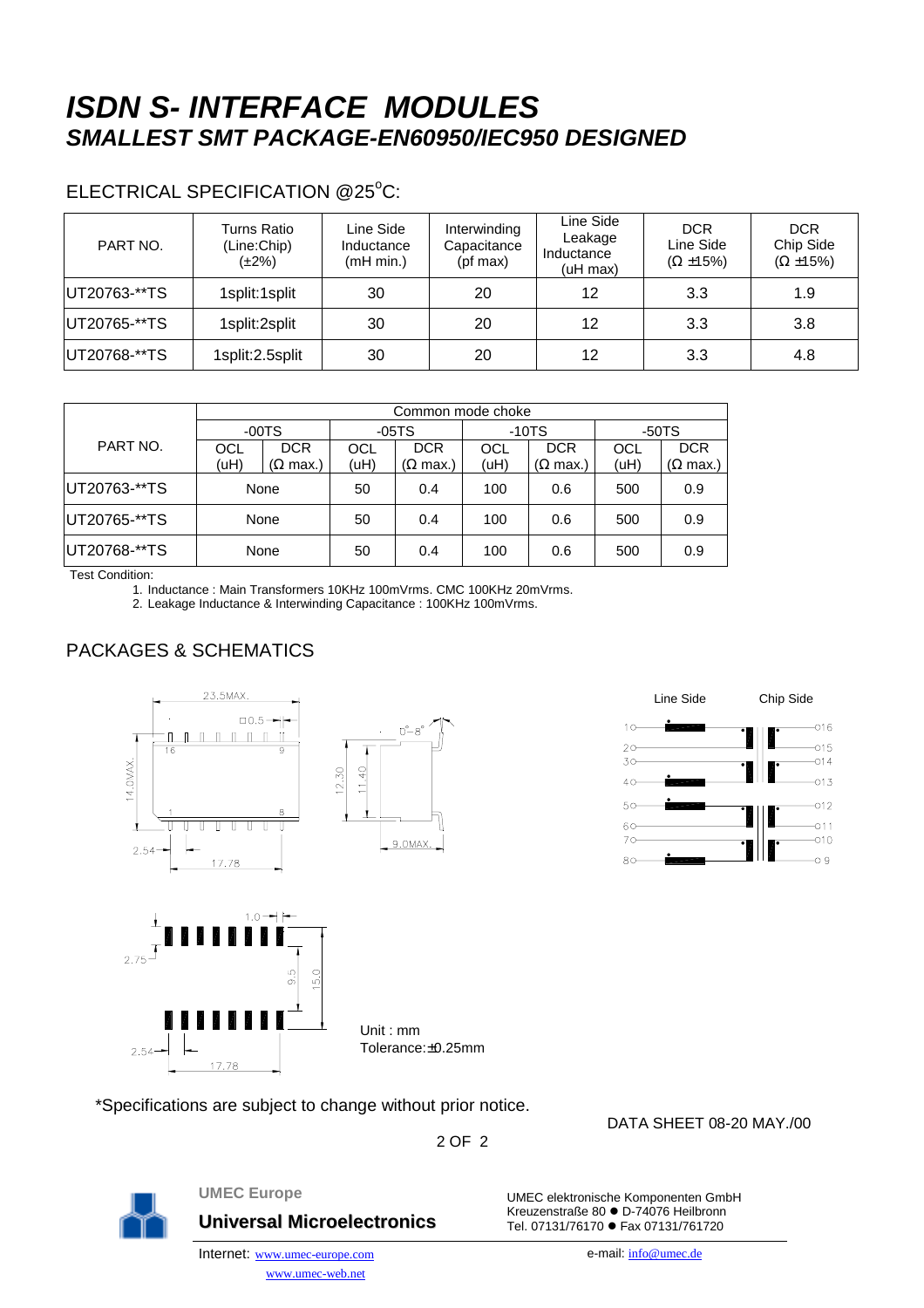// ISDN S-INTERFACE MODULES
## *SMALLEST SMT PACKAGE-EN60950/IEC950 DESIGNED*

ELECTRICAL SPECIFICATION @25°C:

| PART NO. | Turns Ratio (Line:Chip) (±2%) | Line Side Inductance (mH min.) | Interwinding Capacitance (pf max) | Line Side Leakage Inductance (uH max) | DCR Line Side (Ω ±15%) | DCR Chip Side (Ω ±15%) |
|---|---|---|---|---|---|---|
| UT20763-**TS | 1split:1split | 30 | 20 | 12 | 3.3 | 1.9 |
| UT20765-**TS | 1split:2split | 30 | 20 | 12 | 3.3 | 3.8 |
| UT20768-**TS | 1split:2.5split | 30 | 20 | 12 | 3.3 | 4.8 |

| PART NO. | Common mode choke | | | | | | | |
|---|---|---|---|---|---|---|---|---|
| | -00TS | | -05TS | | -10TS | | -50TS | |
| | OCL (uH) | DCR (Ω max.) | OCL (uH) | DCR (Ω max.) | OCL (uH) | DCR (Ω max.) | OCL (uH) | DCR (Ω max.) |
| UT20763-**TS | None | | 50 | 0.4 | 100 | 0.6 | 500 | 0.9 |
| UT20765-**TS | None | | 50 | 0.4 | 100 | 0.6 | 500 | 0.9 |
| UT20768-**TS | None | | 50 | 0.4 | 100 | 0.6 | 500 | 0.9 |

Test Condition:

1. Inductance : Main Transformers 10KHz 100mVrms. CMC 100KHz 20mVrms.
2. Leakage Inductance & Interwinding Capacitance : 100KHz 100mVrms.

## PACKAGES & SCHEMATICS

23.5MAX.
□0.5
16
9
1
8
14.0MAX.
2.54
17.78

0°~8°
12.30
11.40
9.0MAX.

Line Side
Chip Side
1 2 3 4 5 6 7 8
16 15 14 13 12 11 10 9

1.0
2.75
9.5
15.0
2.54
17.78

Unit : mm
Tolerance:±0.25mm

*Specifications are subject to change without prior notice.

DATA SHEET 08-20 MAY./00

**UMEC Europe**

**Universal Microelectronics**

UMEC elektronische Komponenten GmbH
Kreuzenstraße 80 ● D-74076 Heilbronn
Tel. 07131/76170 ● Fax 07131/761720

Internet: www.umec-europe.com
www.umec-web.net

e-mail: info@umec.de